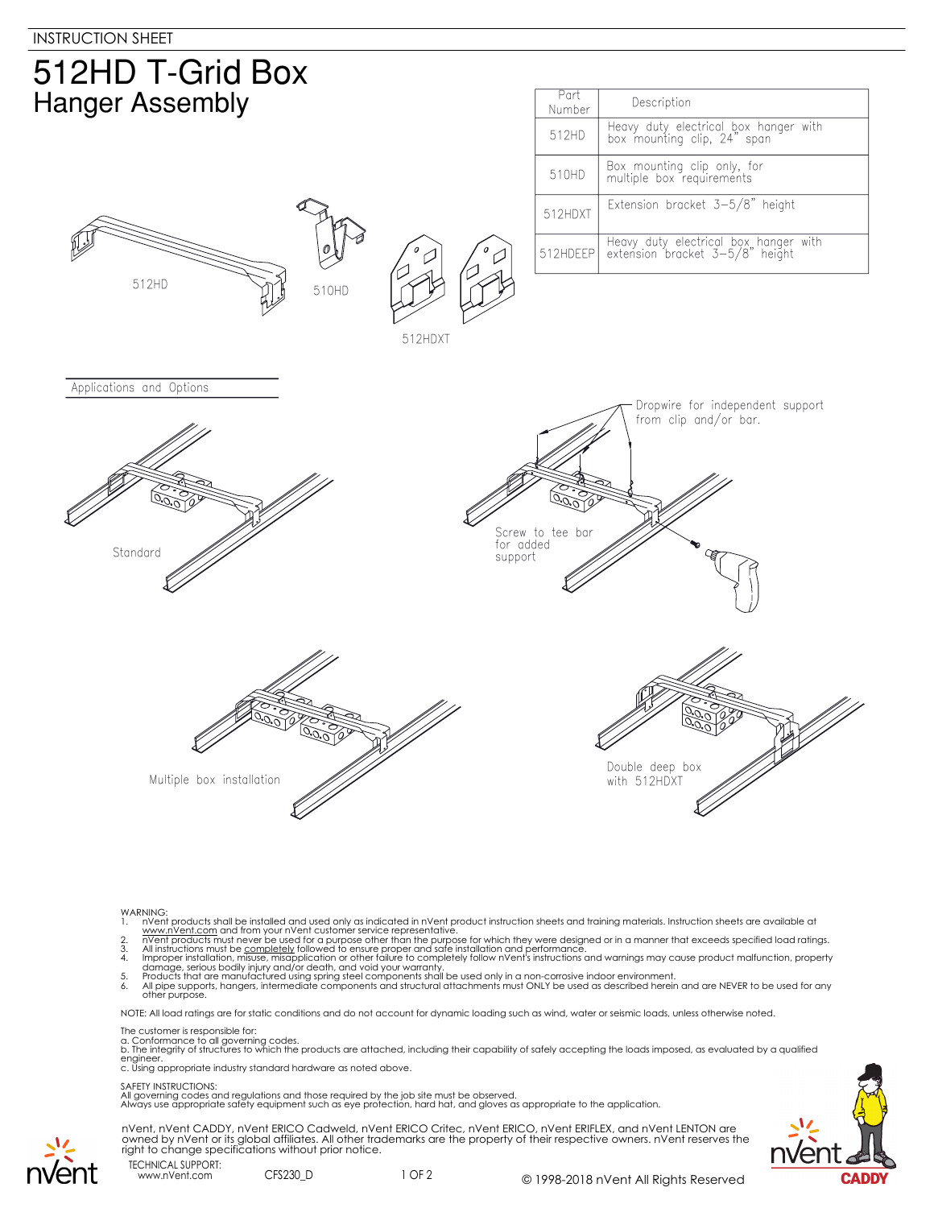INSTRUCTION SHEET

# 512HD T-Grid Box

## Hanger Assembly

| Part Number | Description |
|---|---|
| 512HD | Heavy duty electrical box hanger with box mounting clip, 24" span |
| 510HD | Box mounting clip only, for multiple box requirements |
| 512HDXT | Extension bracket 3-5/8" height |
| 512HDEEP | Heavy duty electrical box hanger with extension bracket 3-5/8" height |

512HD

510HD

512HDXT

### Applications and Options

Standard

Dropwire for independent support from clip and/or bar.

Screw to tee bar for added support

Multiple box installation

Double deep box with 512HDXT

WARNING:

1. nVent products shall be installed and used only as indicated in nVent product instruction sheets and training materials. Instruction sheets are available at www.nVent.com and from your nVent customer service representative.
2. nVent products must never be used for a purpose other than the purpose for which they were designed or in a manner that exceeds specified load ratings.
3. All instructions must be completely followed to ensure proper and safe installation and performance.
4. Improper installation, misuse, misapplication or other failure to completely follow nVent's instructions and warnings may cause product malfunction, property damage, serious bodily injury and/or death, and void your warranty.
5. Products that are manufactured using spring steel components shall be used only in a non-corrosive indoor environment.
6. All pipe supports, hangers, intermediate components and structural attachments must ONLY be used as described herein and are NEVER to be used for any other purpose.

NOTE: All load ratings are for static conditions and do not account for dynamic loading such as wind, water or seismic loads, unless otherwise noted.

The customer is responsible for:
a. Conformance to all governing codes.
b. The integrity of structures to which the products are attached, including their capability of safely accepting the loads imposed, as evaluated by a qualified engineer.
c. Using appropriate industry standard hardware as noted above.

SAFETY INSTRUCTIONS:
All governing codes and regulations and those required by the job site must be observed.
Always use appropriate safety equipment such as eye protection, hard hat, and gloves as appropriate to the application.

nVent, nVent CADDY, nVent ERICO Cadweld, nVent ERICO Critec, nVent ERICO, nVent ERIFLEX, and nVent LENTON are owned by nVent or its global affiliates. All other trademarks are the property of their respective owners. nVent reserves the right to change specifications without prior notice.

TECHNICAL SUPPORT:
www.nVent.com

CFS230_D

© 1998-2018 nVent All Rights Reserved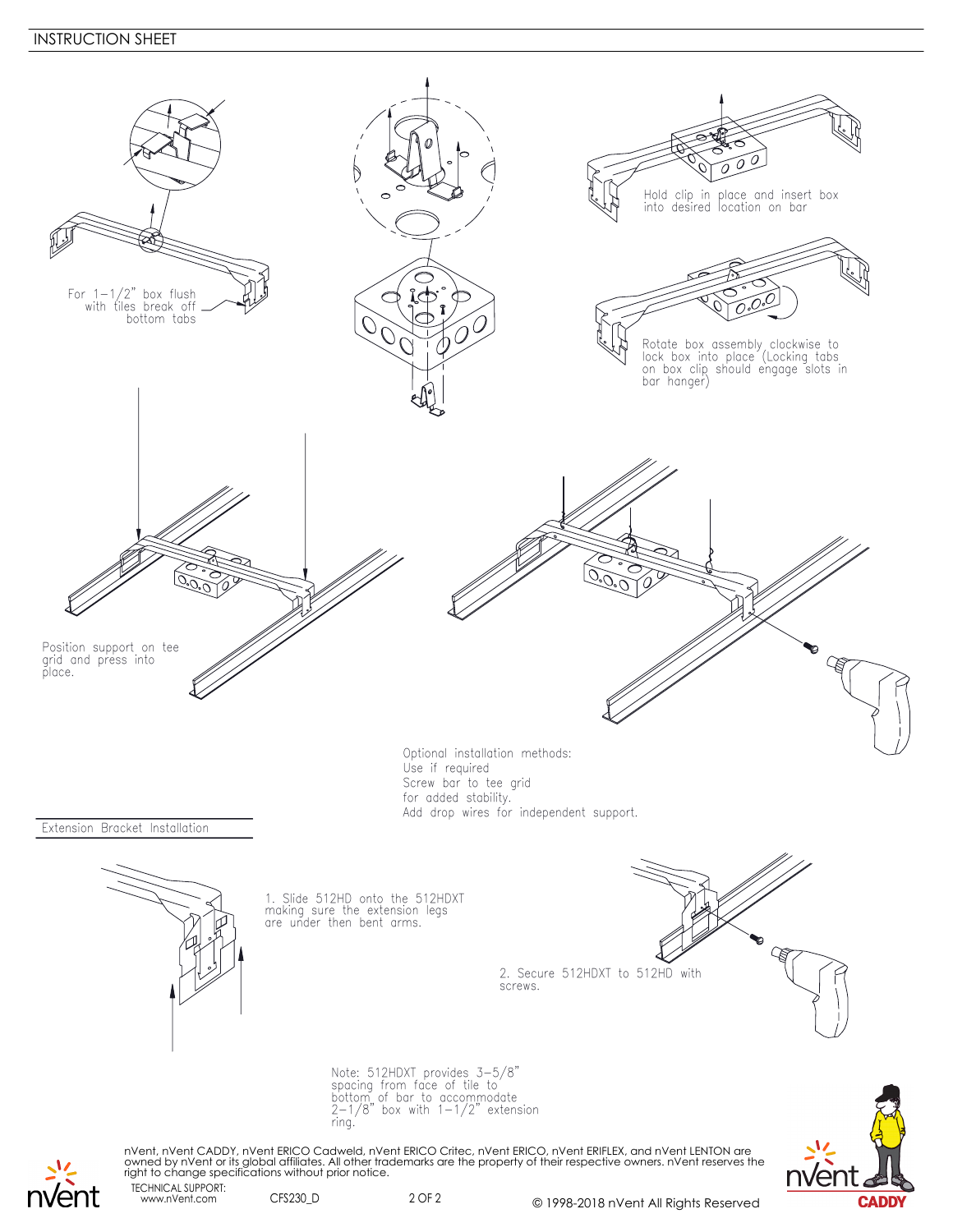For 1-1/2" box flush with tiles break off bottom tabs

Hold clip in place and insert box into desired location on bar

Rotate box assembly clockwise to lock box into place (Locking tabs on box clip should engage slots in bar hanger)

Position support on tee grid and press into place.

Optional installation methods:
Use if required
Screw bar to tee grid for added stability.
Add drop wires for independent support.

## Extension Bracket Installation

1. Slide 512HD onto the 512HDXT making sure the extension legs are under then bent arms.

2. Secure 512HDXT to 512HD with screws.

Note: 512HDXT provides 3-5/8" spacing from face of tile to bottom of bar to accommodate 2-1/8" box with 1-1/2" extension ring.

nVent, nVent CADDY, nVent ERICO Cadweld, nVent ERICO Critec, nVent ERICO, nVent ERIFLEX, and nVent LENTON are owned by nVent or its global affiliates. All other trademarks are the property of their respective owners. nVent reserves the right to change specifications without prior notice.

TECHNICAL SUPPORT:
www.nVent.com

CFS230_D

© 1998-2018 nVent All Rights Reserved